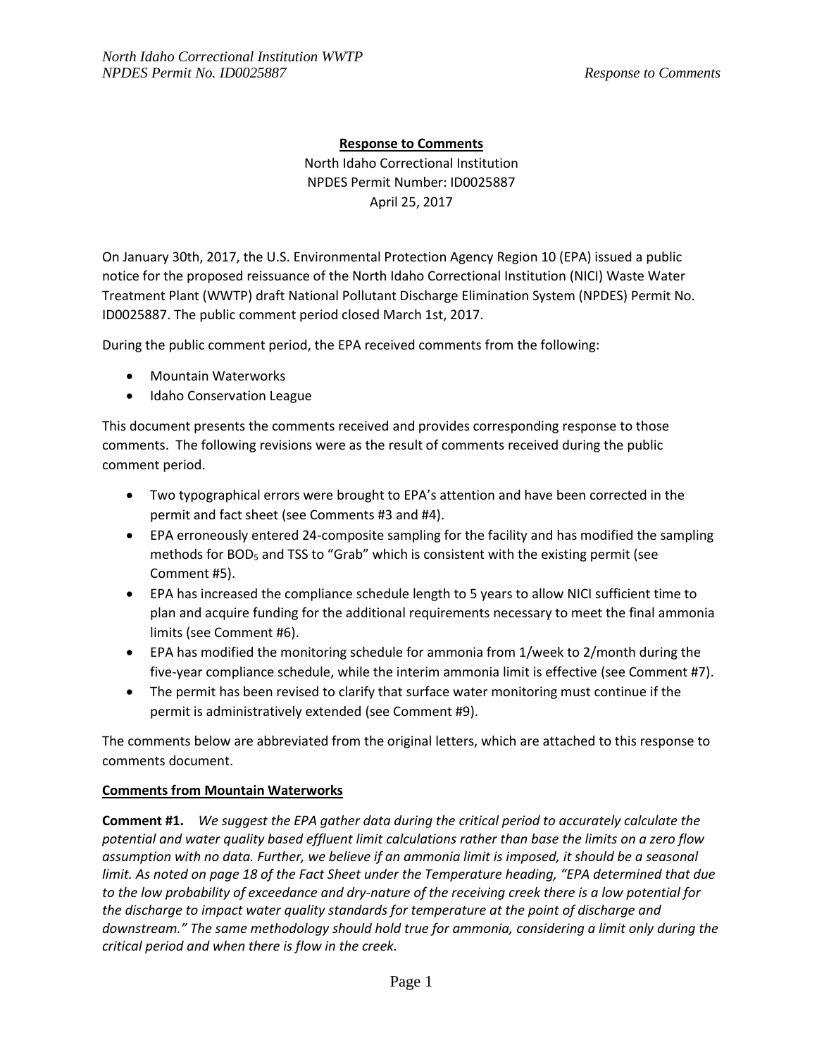# **Response to Comments**

North Idaho Correctional Institution
NPDES Permit Number: ID0025887
April 25, 2017

On January 30th, 2017, the U.S. Environmental Protection Agency Region 10 (EPA) issued a public notice for the proposed reissuance of the North Idaho Correctional Institution (NICI) Waste Water Treatment Plant (WWTP) draft National Pollutant Discharge Elimination System (NPDES) Permit No. ID0025887. The public comment period closed March 1st, 2017.

During the public comment period, the EPA received comments from the following:

- Mountain Waterworks
- Idaho Conservation League

This document presents the comments received and provides corresponding response to those comments. The following revisions were as the result of comments received during the public comment period.

- Two typographical errors were brought to EPA's attention and have been corrected in the permit and fact sheet (see Comments #3 and #4).
- EPA erroneously entered 24-composite sampling for the facility and has modified the sampling methods for $BOD_5$ and TSS to "Grab" which is consistent with the existing permit (see Comment #5).
- EPA has increased the compliance schedule length to 5 years to allow NICI sufficient time to plan and acquire funding for the additional requirements necessary to meet the final ammonia limits (see Comment #6).
- EPA has modified the monitoring schedule for ammonia from 1/week to 2/month during the five-year compliance schedule, while the interim ammonia limit is effective (see Comment #7).
- The permit has been revised to clarify that surface water monitoring must continue if the permit is administratively extended (see Comment #9).

The comments below are abbreviated from the original letters, which are attached to this response to comments document.

## **Comments from Mountain Waterworks**

**Comment #1.** *We suggest the EPA gather data during the critical period to accurately calculate the potential and water quality based effluent limit calculations rather than base the limits on a zero flow assumption with no data. Further, we believe if an ammonia limit is imposed, it should be a seasonal limit. As noted on page 18 of the Fact Sheet under the Temperature heading, "EPA determined that due to the low probability of exceedance and dry-nature of the receiving creek there is a low potential for the discharge to impact water quality standards for temperature at the point of discharge and downstream." The same methodology should hold true for ammonia, considering a limit only during the critical period and when there is flow in the creek.*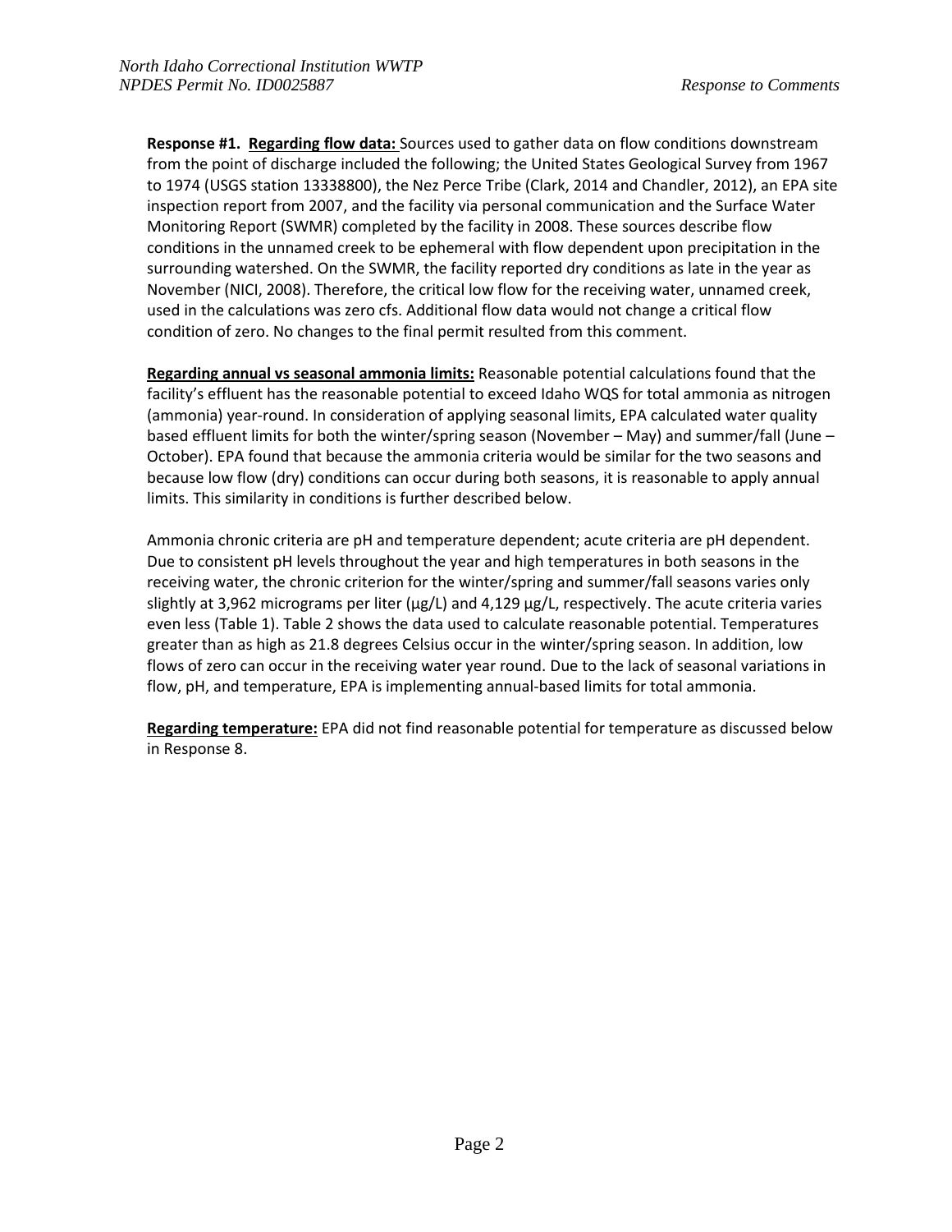**Response #1. Regarding flow data:** Sources used to gather data on flow conditions downstream from the point of discharge included the following; the United States Geological Survey from 1967 to 1974 (USGS station 13338800), the Nez Perce Tribe (Clark, 2014 and Chandler, 2012), an EPA site inspection report from 2007, and the facility via personal communication and the Surface Water Monitoring Report (SWMR) completed by the facility in 2008. These sources describe flow conditions in the unnamed creek to be ephemeral with flow dependent upon precipitation in the surrounding watershed. On the SWMR, the facility reported dry conditions as late in the year as November (NICI, 2008). Therefore, the critical low flow for the receiving water, unnamed creek, used in the calculations was zero cfs. Additional flow data would not change a critical flow condition of zero. No changes to the final permit resulted from this comment.

**Regarding annual vs seasonal ammonia limits:** Reasonable potential calculations found that the facility's effluent has the reasonable potential to exceed Idaho WQS for total ammonia as nitrogen (ammonia) year-round. In consideration of applying seasonal limits, EPA calculated water quality based effluent limits for both the winter/spring season (November – May) and summer/fall (June – October). EPA found that because the ammonia criteria would be similar for the two seasons and because low flow (dry) conditions can occur during both seasons, it is reasonable to apply annual limits. This similarity in conditions is further described below.

Ammonia chronic criteria are pH and temperature dependent; acute criteria are pH dependent. Due to consistent pH levels throughout the year and high temperatures in both seasons in the receiving water, the chronic criterion for the winter/spring and summer/fall seasons varies only slightly at 3,962 micrograms per liter (µg/L) and 4,129 µg/L, respectively. The acute criteria varies even less (Table 1). Table 2 shows the data used to calculate reasonable potential. Temperatures greater than as high as 21.8 degrees Celsius occur in the winter/spring season. In addition, low flows of zero can occur in the receiving water year round. Due to the lack of seasonal variations in flow, pH, and temperature, EPA is implementing annual-based limits for total ammonia.

**Regarding temperature:** EPA did not find reasonable potential for temperature as discussed below in Response 8.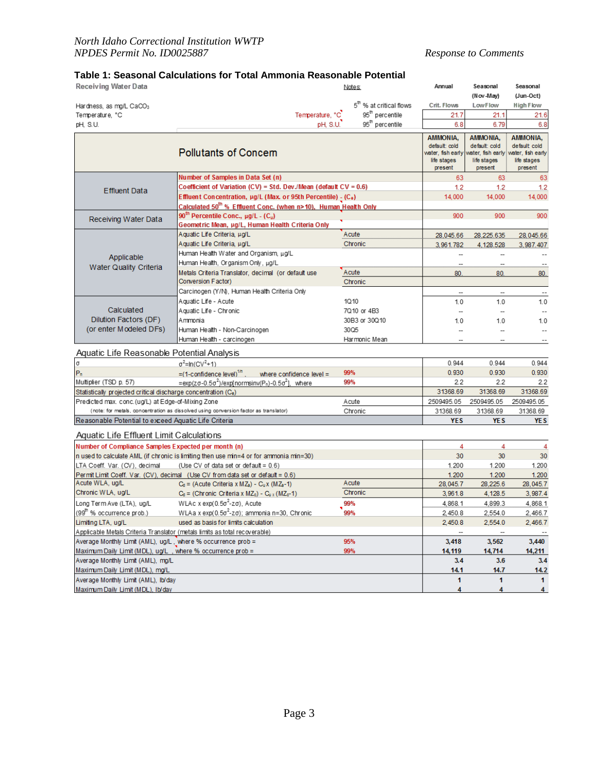### Table 1: Seasonal Calculations for Total Ammonia Reasonable Potential

| Receiving Water Data | | Notes: | Annual | Seasonal (Nov-May) | Seasonal (Jun-Oct) |
|---|---|---|---|---|---|
| | | $5^{th}$ % at critical flows | Crit. Flows | Low Flow | High Flow |
| Hardness, as mg/L $CaCO_3$ | | | | | |
| Temperature, °C | Temperature, °C | $95^{th}$ percentile | 21.7 | 21.1 | 21.6 |
| pH, S.U. | pH, S.U. | $95^{th}$ percentile | 6.8 | 6.79 | 6.8 |

| Pollutants of Concern | | | AMMONIA, default: cold water, fish early life stages present | AMMONIA, default: cold water, fish early life stages present | AMMONIA, default: cold water, fish early life stages present |
|---|---|---|---|---|---|
| Effluent Data | Number of Samples in Data Set (n) | | 63 | 63 | 63 |
| | Coefficient of Variation (CV) = Std. Dev./Mean (default CV = 0.6) | | 1.2 | 1.2 | 1.2 |
| | Effluent Concentration, µg/L (Max. or 95th Percentile) - ($C_e$) | | 14,000 | 14,000 | 14,000 |
| | Calculated $50^{th}$ % Effluent Conc. (when n>10), Human Health Only | | | | |
| Receiving Water Data | $90^{th}$ Percentile Conc., µg/L - ($C_u$) | | 900 | 900 | 900 |
| | Geometric Mean, µg/L, Human Health Criteria Only | | | | |
| Applicable Water Quality Criteria | Aquatic Life Criteria, µg/L | Acute | 28,045.66 | 28,225.635 | 28,045.66 |
| | Aquatic Life Criteria, µg/L | Chronic | 3,961.782 | 4,128.528 | 3,987.407 |
| | Human Health Water and Organism, µg/L | | -- | -- | -- |
| | Human Health, Organism Only, µg/L | | -- | -- | -- |
| | Metals Criteria Translator, decimal (or default use Conversion Factor) | Acute | 80. | 80. | 80. |
| | | Chronic | | | |
| | Carcinogen (Y/N), Human Health Criteria Only | | -- | -- | -- |
| Calculated Dilution Factors (DF) (or enter Modeled DFs) | Aquatic Life - Acute | 1Q10 | 1.0 | 1.0 | 1.0 |
| | Aquatic Life - Chronic | 7Q10 or 4B3 | -- | -- | -- |
| | Ammonia | 30B3 or 30Q10 | 1.0 | 1.0 | 1.0 |
| | Human Health - Non-Carcinogen | 30Q5 | -- | -- | -- |
| | Human Health - carcinogen | Harmonic Mean | -- | -- | -- |

**Aquatic Life Reasonable Potential Analysis**

| | | | Annual | Seasonal (Nov-May) | Seasonal (Jun-Oct) |
|---|---|---|---|---|---|
| σ | $\sigma^2$=ln($CV^2$+1) | | 0.944 | 0.944 | 0.944 |
| $P_n$ | =(1-confidence level)$^{1/n}$, where confidence level = | 99% | 0.930 | 0.930 | 0.930 |
| Multiplier (TSD p. 57) | =exp(zσ-0.5$\sigma^2$)/exp[normsinv($P_n$)-0.5$\sigma^2$], where | 99% | 2.2 | 2.2 | 2.2 |
| Statistically projected critical discharge concentration ($C_e$) | | | 31368.69 | 31368.69 | 31368.69 |
| Predicted max. conc.(ug/L) at Edge-of-Mixing Zone | | Acute | 2509495.05 | 2509495.05 | 2509495.05 |
| (note: for metals, concentration as dissolved using conversion factor as translator) | | Chronic | 31368.69 | 31368.69 | 31368.69 |
| Reasonable Potential to exceed Aquatic Life Criteria | | | YES | YES | YES |

**Aquatic Life Effluent Limit Calculations**

| | | | Annual | Seasonal (Nov-May) | Seasonal (Jun-Oct) |
|---|---|---|---|---|---|
| Number of Compliance Samples Expected per month (n) | | | 4 | 4 | 4 |
| n used to calculate AML (if chronic is limiting then use min=4 or for ammonia min=30) | | | 30 | 30 | 30 |
| LTA Coeff. Var. (CV), decimal | (Use CV of data set or default = 0.6) | | 1.200 | 1.200 | 1.200 |
| Permit Limit Coeff. Var. (CV), decimal | (Use CV from data set or default = 0.6) | | 1.200 | 1.200 | 1.200 |
| Acute WLA, ug/L | $C_d$ = (Acute Criteria x $MZ_a$) - $C_u$ x ($MZ_a$-1) | Acute | 28,045.7 | 28,225.6 | 28,045.7 |
| Chronic WLA, ug/L | $C_d$ = (Chronic Criteria x $MZ_c$) - $C_u$ x ($MZ_c$-1) | Chronic | 3,961.8 | 4,128.5 | 3,987.4 |
| Long Term Ave (LTA), ug/L | WLAc x exp(0.5$\sigma^2$-zσ), Acute | 99% | 4,868.1 | 4,899.3 | 4,868.1 |
| ($99^{th}$ % occurrence prob.) | WLAa x exp(0.5$\sigma^2$-zσ); ammonia n=30, Chronic | 99% | 2,450.8 | 2,554.0 | 2,466.7 |
| Limiting LTA, ug/L | used as basis for limits calculation | | 2,450.8 | 2,554.0 | 2,466.7 |
| Applicable Metals Criteria Translator (metals limits as total recoverable) | | | -- | -- | -- |
| Average Monthly Limit (AML), ug/L, where % occurrence prob = | | 95% | 3,418 | 3,562 | 3,440 |
| Maximum Daily Limit (MDL), ug/L, where % occurrence prob = | | 99% | 14,119 | 14,714 | 14,211 |
| Average Monthly Limit (AML), mg/L | | | 3.4 | 3.6 | 3.4 |
| Maximum Daily Limit (MDL), mg/L | | | 14.1 | 14.7 | 14.2 |
| Average Monthly Limit (AML), lb/day | | | 1 | 1 | 1 |
| Maximum Daily Limit (MDL), lb/day | | | 4 | 4 | 4 |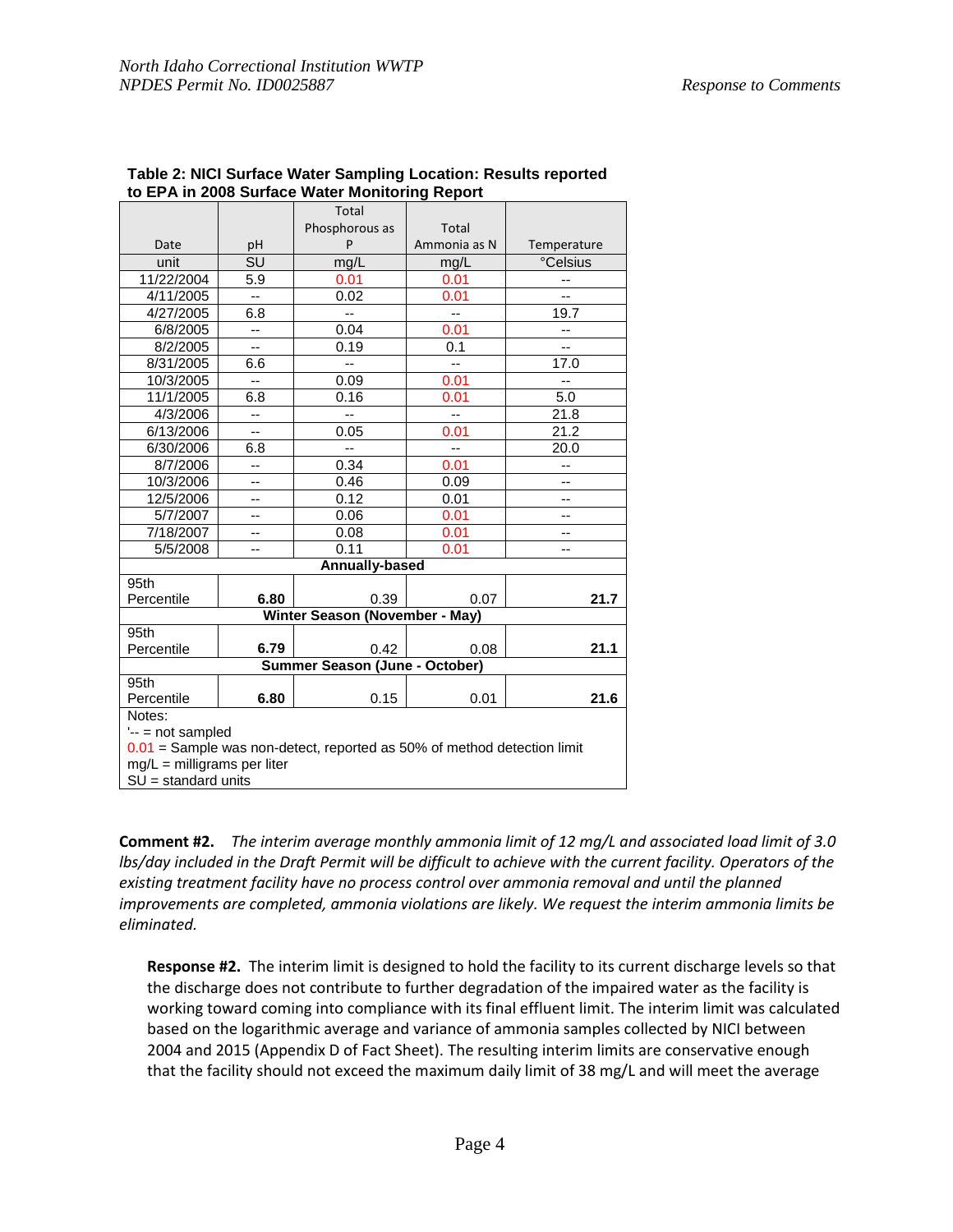**Table 2: NICI Surface Water Sampling Location: Results reported to EPA in 2008 Surface Water Monitoring Report**

| Date | pH | Total Phosphorous as P | Total Ammonia as N | Temperature |
|---|---|---|---|---|
| unit | SU | mg/L | mg/L | °Celsius |
| 11/22/2004 | 5.9 | 0.01 | 0.01 | -- |
| 4/11/2005 | -- | 0.02 | 0.01 | -- |
| 4/27/2005 | 6.8 | -- | -- | 19.7 |
| 6/8/2005 | -- | 0.04 | 0.01 | -- |
| 8/2/2005 | -- | 0.19 | 0.1 | -- |
| 8/31/2005 | 6.6 | -- | -- | 17.0 |
| 10/3/2005 | -- | 0.09 | 0.01 | -- |
| 11/1/2005 | 6.8 | 0.16 | 0.01 | 5.0 |
| 4/3/2006 | -- | -- | -- | 21.8 |
| 6/13/2006 | -- | 0.05 | 0.01 | 21.2 |
| 6/30/2006 | 6.8 | -- | -- | 20.0 |
| 8/7/2006 | -- | 0.34 | 0.01 | -- |
| 10/3/2006 | -- | 0.46 | 0.09 | -- |
| 12/5/2006 | -- | 0.12 | 0.01 | -- |
| 5/7/2007 | -- | 0.06 | 0.01 | -- |
| 7/18/2007 | -- | 0.08 | 0.01 | -- |
| 5/5/2008 | -- | 0.11 | 0.01 | -- |
| **Annually-based** | | | | |
| 95th Percentile | **6.80** | 0.39 | 0.07 | **21.7** |
| **Winter Season (November - May)** | | | | |
| 95th Percentile | **6.79** | 0.42 | 0.08 | **21.1** |
| **Summer Season (June - October)** | | | | |
| 95th Percentile | **6.80** | 0.15 | 0.01 | **21.6** |

Notes:
'-- = not sampled
0.01 = Sample was non-detect, reported as 50% of method detection limit
mg/L = milligrams per liter
SU = standard units

**Comment #2.** *The interim average monthly ammonia limit of 12 mg/L and associated load limit of 3.0 lbs/day included in the Draft Permit will be difficult to achieve with the current facility. Operators of the existing treatment facility have no process control over ammonia removal and until the planned improvements are completed, ammonia violations are likely. We request the interim ammonia limits be eliminated.*

**Response #2.** The interim limit is designed to hold the facility to its current discharge levels so that the discharge does not contribute to further degradation of the impaired water as the facility is working toward coming into compliance with its final effluent limit. The interim limit was calculated based on the logarithmic average and variance of ammonia samples collected by NICI between 2004 and 2015 (Appendix D of Fact Sheet). The resulting interim limits are conservative enough that the facility should not exceed the maximum daily limit of 38 mg/L and will meet the average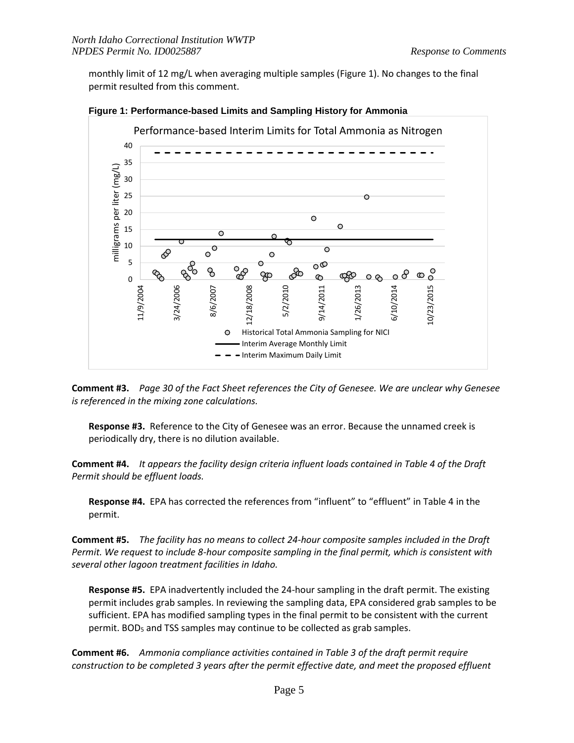monthly limit of 12 mg/L when averaging multiple samples (Figure 1). No changes to the final permit resulted from this comment.

**Figure 1: Performance-based Limits and Sampling History for Ammonia**

**Comment #3.** *Page 30 of the Fact Sheet references the City of Genesee. We are unclear why Genesee is referenced in the mixing zone calculations.*

**Response #3.** Reference to the City of Genesee was an error. Because the unnamed creek is periodically dry, there is no dilution available.

**Comment #4.** *It appears the facility design criteria influent loads contained in Table 4 of the Draft Permit should be effluent loads.*

**Response #4.** EPA has corrected the references from "influent" to "effluent" in Table 4 in the permit.

**Comment #5.** *The facility has no means to collect 24-hour composite samples included in the Draft Permit. We request to include 8-hour composite sampling in the final permit, which is consistent with several other lagoon treatment facilities in Idaho.*

**Response #5.** EPA inadvertently included the 24-hour sampling in the draft permit. The existing permit includes grab samples. In reviewing the sampling data, EPA considered grab samples to be sufficient. EPA has modified sampling types in the final permit to be consistent with the current permit. $BOD_5$ and TSS samples may continue to be collected as grab samples.

**Comment #6.** *Ammonia compliance activities contained in Table 3 of the draft permit require construction to be completed 3 years after the permit effective date, and meet the proposed effluent*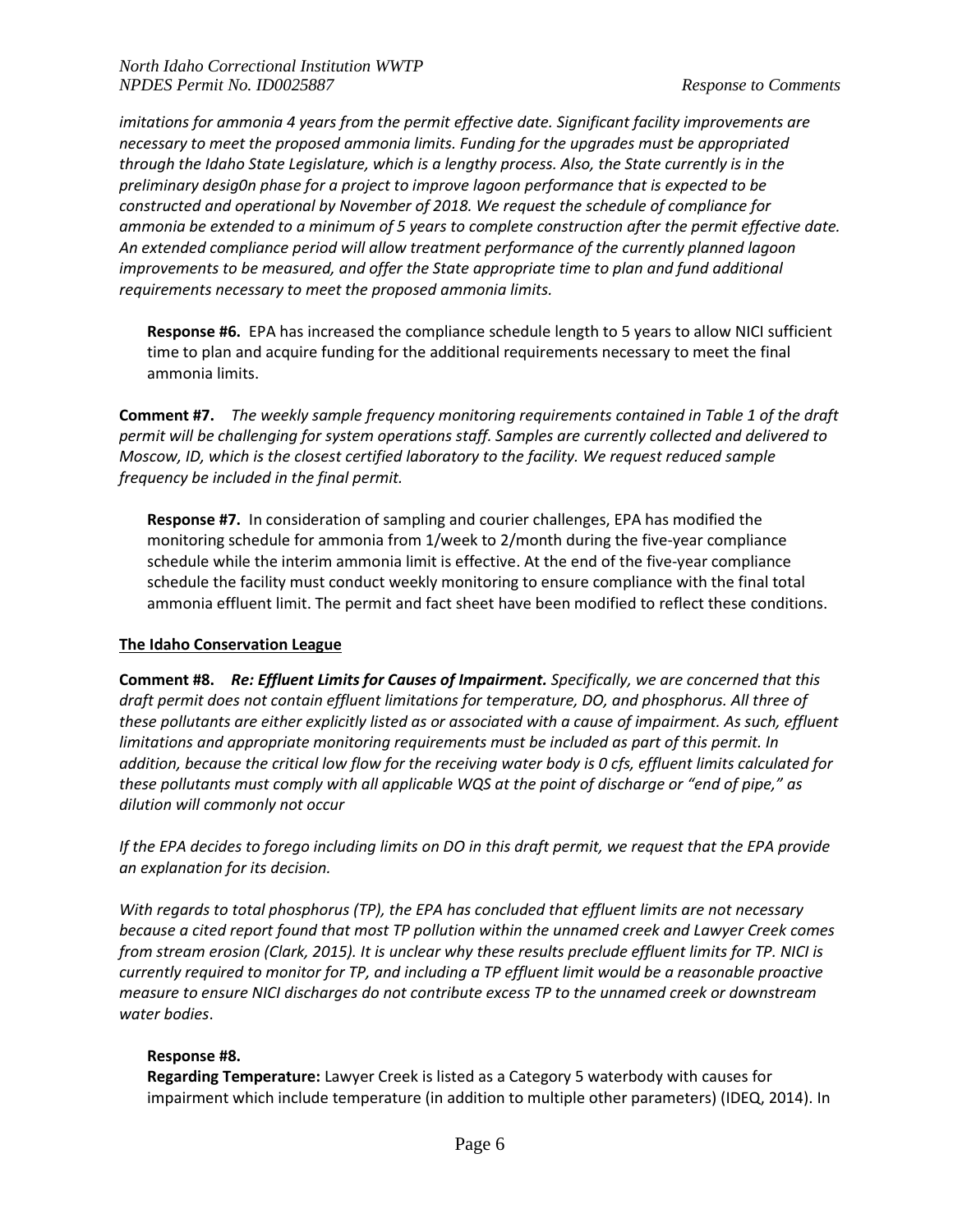*imitations for ammonia 4 years from the permit effective date. Significant facility improvements are necessary to meet the proposed ammonia limits. Funding for the upgrades must be appropriated through the Idaho State Legislature, which is a lengthy process. Also, the State currently is in the preliminary desig0n phase for a project to improve lagoon performance that is expected to be constructed and operational by November of 2018. We request the schedule of compliance for ammonia be extended to a minimum of 5 years to complete construction after the permit effective date. An extended compliance period will allow treatment performance of the currently planned lagoon improvements to be measured, and offer the State appropriate time to plan and fund additional requirements necessary to meet the proposed ammonia limits.*

**Response #6.** EPA has increased the compliance schedule length to 5 years to allow NICI sufficient time to plan and acquire funding for the additional requirements necessary to meet the final ammonia limits.

**Comment #7.** *The weekly sample frequency monitoring requirements contained in Table 1 of the draft permit will be challenging for system operations staff. Samples are currently collected and delivered to Moscow, ID, which is the closest certified laboratory to the facility. We request reduced sample frequency be included in the final permit.*

**Response #7.** In consideration of sampling and courier challenges, EPA has modified the monitoring schedule for ammonia from 1/week to 2/month during the five-year compliance schedule while the interim ammonia limit is effective. At the end of the five-year compliance schedule the facility must conduct weekly monitoring to ensure compliance with the final total ammonia effluent limit. The permit and fact sheet have been modified to reflect these conditions.

**<u>The Idaho Conservation League</u>**

**Comment #8.** ***Re: Effluent Limits for Causes of Impairment.*** *Specifically, we are concerned that this draft permit does not contain effluent limitations for temperature, DO, and phosphorus. All three of these pollutants are either explicitly listed as or associated with a cause of impairment. As such, effluent limitations and appropriate monitoring requirements must be included as part of this permit. In addition, because the critical low flow for the receiving water body is 0 cfs, effluent limits calculated for these pollutants must comply with all applicable WQS at the point of discharge or "end of pipe," as dilution will commonly not occur*

*If the EPA decides to forego including limits on DO in this draft permit, we request that the EPA provide an explanation for its decision.*

*With regards to total phosphorus (TP), the EPA has concluded that effluent limits are not necessary because a cited report found that most TP pollution within the unnamed creek and Lawyer Creek comes from stream erosion (Clark, 2015). It is unclear why these results preclude effluent limits for TP. NICI is currently required to monitor for TP, and including a TP effluent limit would be a reasonable proactive measure to ensure NICI discharges do not contribute excess TP to the unnamed creek or downstream water bodies*.

**Response #8.**

**Regarding Temperature:** Lawyer Creek is listed as a Category 5 waterbody with causes for impairment which include temperature (in addition to multiple other parameters) (IDEQ, 2014). In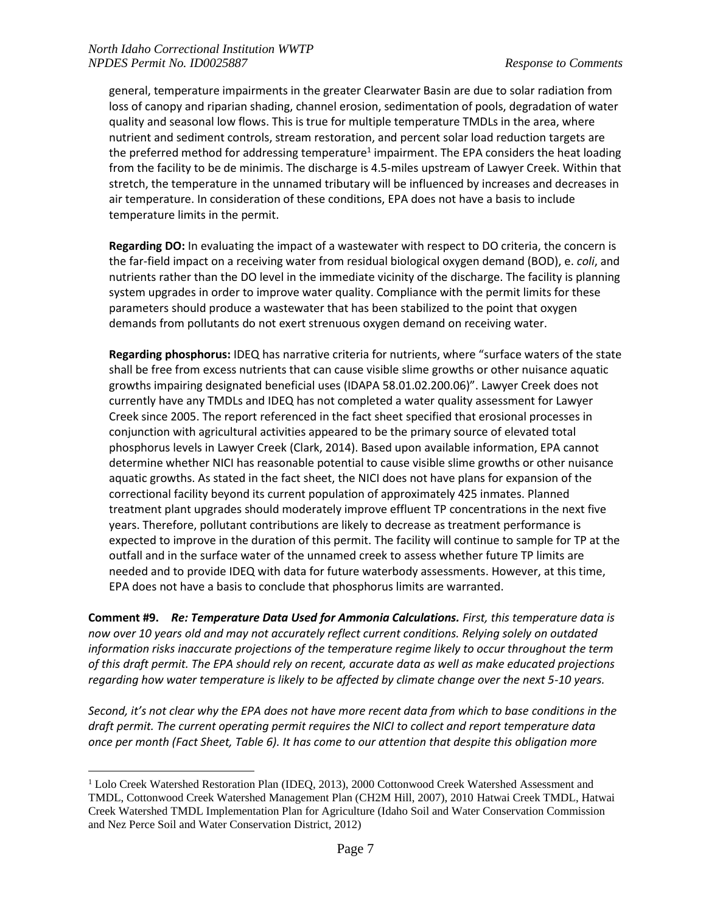general, temperature impairments in the greater Clearwater Basin are due to solar radiation from loss of canopy and riparian shading, channel erosion, sedimentation of pools, degradation of water quality and seasonal low flows. This is true for multiple temperature TMDLs in the area, where nutrient and sediment controls, stream restoration, and percent solar load reduction targets are the preferred method for addressing temperature[1] impairment. The EPA considers the heat loading from the facility to be de minimis. The discharge is 4.5-miles upstream of Lawyer Creek. Within that stretch, the temperature in the unnamed tributary will be influenced by increases and decreases in air temperature. In consideration of these conditions, EPA does not have a basis to include temperature limits in the permit.

**Regarding DO:** In evaluating the impact of a wastewater with respect to DO criteria, the concern is the far-field impact on a receiving water from residual biological oxygen demand (BOD), e. *coli*, and nutrients rather than the DO level in the immediate vicinity of the discharge. The facility is planning system upgrades in order to improve water quality. Compliance with the permit limits for these parameters should produce a wastewater that has been stabilized to the point that oxygen demands from pollutants do not exert strenuous oxygen demand on receiving water.

**Regarding phosphorus:** IDEQ has narrative criteria for nutrients, where "surface waters of the state shall be free from excess nutrients that can cause visible slime growths or other nuisance aquatic growths impairing designated beneficial uses (IDAPA 58.01.02.200.06)". Lawyer Creek does not currently have any TMDLs and IDEQ has not completed a water quality assessment for Lawyer Creek since 2005. The report referenced in the fact sheet specified that erosional processes in conjunction with agricultural activities appeared to be the primary source of elevated total phosphorus levels in Lawyer Creek (Clark, 2014). Based upon available information, EPA cannot determine whether NICI has reasonable potential to cause visible slime growths or other nuisance aquatic growths. As stated in the fact sheet, the NICI does not have plans for expansion of the correctional facility beyond its current population of approximately 425 inmates. Planned treatment plant upgrades should moderately improve effluent TP concentrations in the next five years. Therefore, pollutant contributions are likely to decrease as treatment performance is expected to improve in the duration of this permit. The facility will continue to sample for TP at the outfall and in the surface water of the unnamed creek to assess whether future TP limits are needed and to provide IDEQ with data for future waterbody assessments. However, at this time, EPA does not have a basis to conclude that phosphorus limits are warranted.

**Comment #9.** ***Re: Temperature Data Used for Ammonia Calculations.*** *First, this temperature data is now over 10 years old and may not accurately reflect current conditions. Relying solely on outdated information risks inaccurate projections of the temperature regime likely to occur throughout the term of this draft permit. The EPA should rely on recent, accurate data as well as make educated projections regarding how water temperature is likely to be affected by climate change over the next 5-10 years.*

*Second, it's not clear why the EPA does not have more recent data from which to base conditions in the draft permit. The current operating permit requires the NICI to collect and report temperature data once per month (Fact Sheet, Table 6). It has come to our attention that despite this obligation more*

---

[1] Lolo Creek Watershed Restoration Plan (IDEQ, 2013), 2000 Cottonwood Creek Watershed Assessment and TMDL, Cottonwood Creek Watershed Management Plan (CH2M Hill, 2007), 2010 Hatwai Creek TMDL, Hatwai Creek Watershed TMDL Implementation Plan for Agriculture (Idaho Soil and Water Conservation Commission and Nez Perce Soil and Water Conservation District, 2012)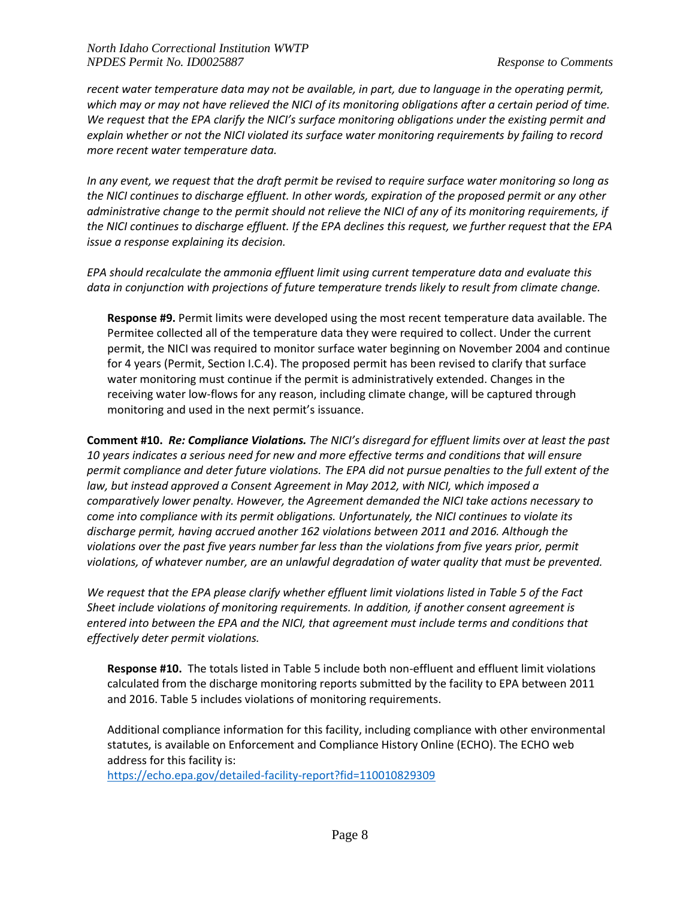*recent water temperature data may not be available, in part, due to language in the operating permit, which may or may not have relieved the NICI of its monitoring obligations after a certain period of time. We request that the EPA clarify the NICI's surface monitoring obligations under the existing permit and explain whether or not the NICI violated its surface water monitoring requirements by failing to record more recent water temperature data.*

*In any event, we request that the draft permit be revised to require surface water monitoring so long as the NICI continues to discharge effluent. In other words, expiration of the proposed permit or any other administrative change to the permit should not relieve the NICI of any of its monitoring requirements, if the NICI continues to discharge effluent. If the EPA declines this request, we further request that the EPA issue a response explaining its decision.*

*EPA should recalculate the ammonia effluent limit using current temperature data and evaluate this data in conjunction with projections of future temperature trends likely to result from climate change.*

> **Response #9.** Permit limits were developed using the most recent temperature data available. The Permitee collected all of the temperature data they were required to collect. Under the current permit, the NICI was required to monitor surface water beginning on November 2004 and continue for 4 years (Permit, Section I.C.4). The proposed permit has been revised to clarify that surface water monitoring must continue if the permit is administratively extended. Changes in the receiving water low-flows for any reason, including climate change, will be captured through monitoring and used in the next permit's issuance.

**Comment #10.** ***Re: Compliance Violations.*** *The NICI's disregard for effluent limits over at least the past 10 years indicates a serious need for new and more effective terms and conditions that will ensure permit compliance and deter future violations. The EPA did not pursue penalties to the full extent of the law, but instead approved a Consent Agreement in May 2012, with NICI, which imposed a comparatively lower penalty. However, the Agreement demanded the NICI take actions necessary to come into compliance with its permit obligations. Unfortunately, the NICI continues to violate its discharge permit, having accrued another 162 violations between 2011 and 2016. Although the violations over the past five years number far less than the violations from five years prior, permit violations, of whatever number, are an unlawful degradation of water quality that must be prevented.*

*We request that the EPA please clarify whether effluent limit violations listed in Table 5 of the Fact Sheet include violations of monitoring requirements. In addition, if another consent agreement is entered into between the EPA and the NICI, that agreement must include terms and conditions that effectively deter permit violations.*

> **Response #10.** The totals listed in Table 5 include both non-effluent and effluent limit violations calculated from the discharge monitoring reports submitted by the facility to EPA between 2011 and 2016. Table 5 includes violations of monitoring requirements.
>
> Additional compliance information for this facility, including compliance with other environmental statutes, is available on Enforcement and Compliance History Online (ECHO). The ECHO web address for this facility is:
> https://echo.epa.gov/detailed-facility-report?fid=110010829309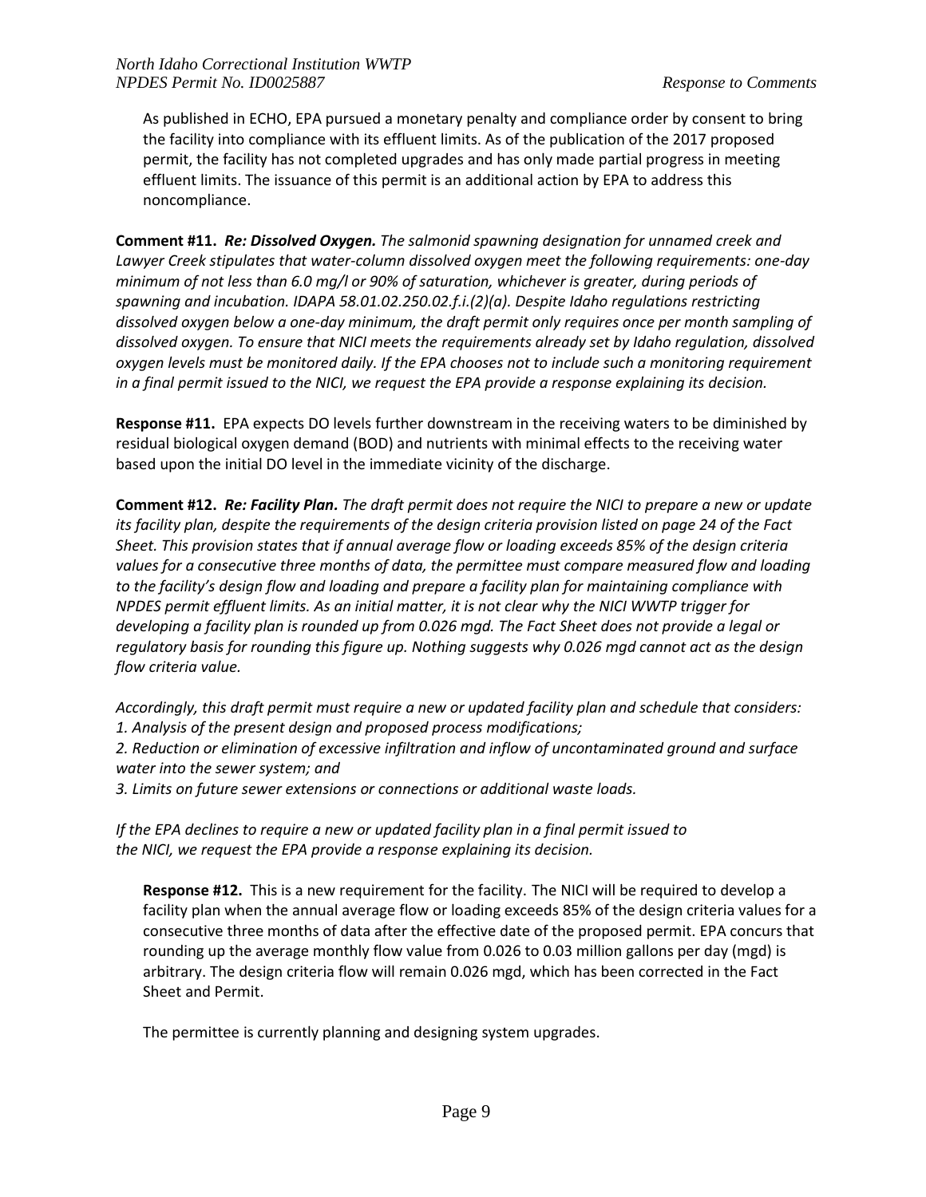As published in ECHO, EPA pursued a monetary penalty and compliance order by consent to bring the facility into compliance with its effluent limits. As of the publication of the 2017 proposed permit, the facility has not completed upgrades and has only made partial progress in meeting effluent limits. The issuance of this permit is an additional action by EPA to address this noncompliance.

**Comment #11.** ***Re: Dissolved Oxygen.*** *The salmonid spawning designation for unnamed creek and Lawyer Creek stipulates that water-column dissolved oxygen meet the following requirements: one-day minimum of not less than 6.0 mg/l or 90% of saturation, whichever is greater, during periods of spawning and incubation. IDAPA 58.01.02.250.02.f.i.(2)(a). Despite Idaho regulations restricting dissolved oxygen below a one-day minimum, the draft permit only requires once per month sampling of dissolved oxygen. To ensure that NICI meets the requirements already set by Idaho regulation, dissolved oxygen levels must be monitored daily. If the EPA chooses not to include such a monitoring requirement in a final permit issued to the NICI, we request the EPA provide a response explaining its decision.*

**Response #11.** EPA expects DO levels further downstream in the receiving waters to be diminished by residual biological oxygen demand (BOD) and nutrients with minimal effects to the receiving water based upon the initial DO level in the immediate vicinity of the discharge.

**Comment #12.** ***Re: Facility Plan.*** *The draft permit does not require the NICI to prepare a new or update its facility plan, despite the requirements of the design criteria provision listed on page 24 of the Fact Sheet. This provision states that if annual average flow or loading exceeds 85% of the design criteria values for a consecutive three months of data, the permittee must compare measured flow and loading to the facility's design flow and loading and prepare a facility plan for maintaining compliance with NPDES permit effluent limits. As an initial matter, it is not clear why the NICI WWTP trigger for developing a facility plan is rounded up from 0.026 mgd. The Fact Sheet does not provide a legal or regulatory basis for rounding this figure up. Nothing suggests why 0.026 mgd cannot act as the design flow criteria value.*

*Accordingly, this draft permit must require a new or updated facility plan and schedule that considers:*
*1. Analysis of the present design and proposed process modifications;*
*2. Reduction or elimination of excessive infiltration and inflow of uncontaminated ground and surface water into the sewer system; and*
*3. Limits on future sewer extensions or connections or additional waste loads.*

*If the EPA declines to require a new or updated facility plan in a final permit issued to the NICI, we request the EPA provide a response explaining its decision.*

**Response #12.** This is a new requirement for the facility. The NICI will be required to develop a facility plan when the annual average flow or loading exceeds 85% of the design criteria values for a consecutive three months of data after the effective date of the proposed permit. EPA concurs that rounding up the average monthly flow value from 0.026 to 0.03 million gallons per day (mgd) is arbitrary. The design criteria flow will remain 0.026 mgd, which has been corrected in the Fact Sheet and Permit.

The permittee is currently planning and designing system upgrades.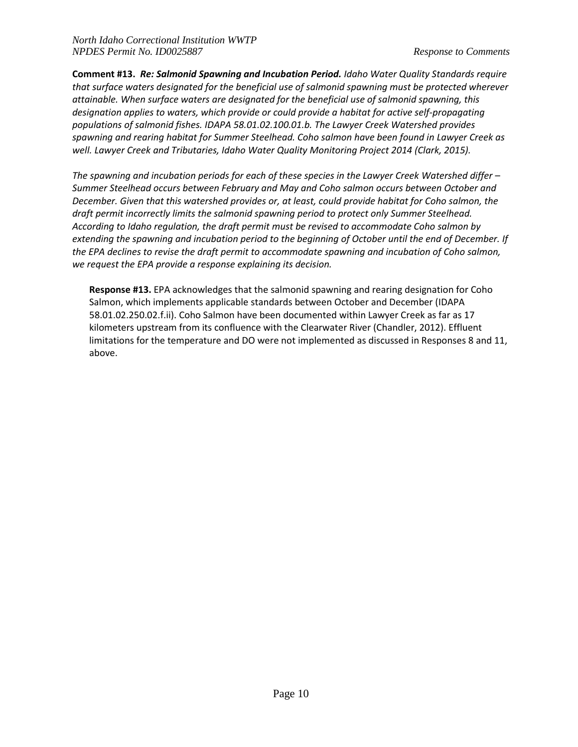**Comment #13.** ***Re: Salmonid Spawning and Incubation Period.*** *Idaho Water Quality Standards require that surface waters designated for the beneficial use of salmonid spawning must be protected wherever attainable. When surface waters are designated for the beneficial use of salmonid spawning, this designation applies to waters, which provide or could provide a habitat for active self-propagating populations of salmonid fishes. IDAPA 58.01.02.100.01.b. The Lawyer Creek Watershed provides spawning and rearing habitat for Summer Steelhead. Coho salmon have been found in Lawyer Creek as well. Lawyer Creek and Tributaries, Idaho Water Quality Monitoring Project 2014 (Clark, 2015).*

*The spawning and incubation periods for each of these species in the Lawyer Creek Watershed differ – Summer Steelhead occurs between February and May and Coho salmon occurs between October and December. Given that this watershed provides or, at least, could provide habitat for Coho salmon, the draft permit incorrectly limits the salmonid spawning period to protect only Summer Steelhead. According to Idaho regulation, the draft permit must be revised to accommodate Coho salmon by extending the spawning and incubation period to the beginning of October until the end of December. If the EPA declines to revise the draft permit to accommodate spawning and incubation of Coho salmon, we request the EPA provide a response explaining its decision.*

**Response #13.** EPA acknowledges that the salmonid spawning and rearing designation for Coho Salmon, which implements applicable standards between October and December (IDAPA 58.01.02.250.02.f.ii). Coho Salmon have been documented within Lawyer Creek as far as 17 kilometers upstream from its confluence with the Clearwater River (Chandler, 2012). Effluent limitations for the temperature and DO were not implemented as discussed in Responses 8 and 11, above.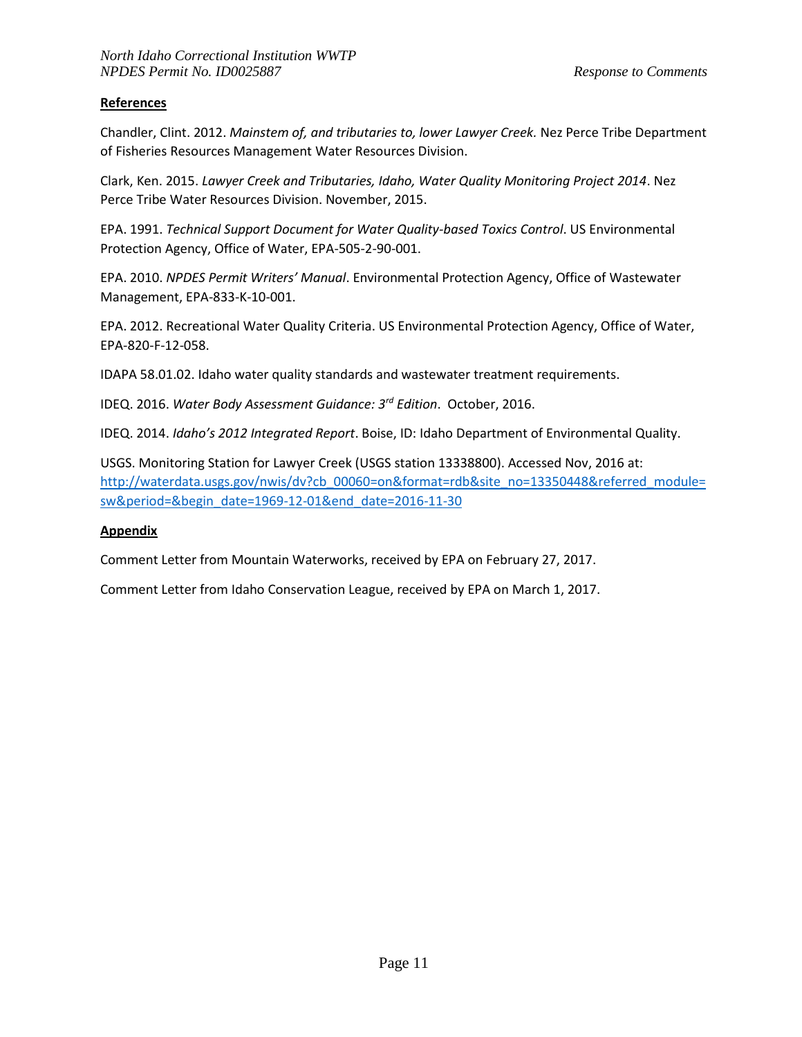**References**

Chandler, Clint. 2012. *Mainstem of, and tributaries to, lower Lawyer Creek.* Nez Perce Tribe Department of Fisheries Resources Management Water Resources Division.

Clark, Ken. 2015. *Lawyer Creek and Tributaries, Idaho, Water Quality Monitoring Project 2014*. Nez Perce Tribe Water Resources Division. November, 2015.

EPA. 1991. *Technical Support Document for Water Quality-based Toxics Control*. US Environmental Protection Agency, Office of Water, EPA-505-2-90-001.

EPA. 2010. *NPDES Permit Writers' Manual*. Environmental Protection Agency, Office of Wastewater Management, EPA-833-K-10-001.

EPA. 2012. Recreational Water Quality Criteria. US Environmental Protection Agency, Office of Water, EPA-820-F-12-058.

IDAPA 58.01.02. Idaho water quality standards and wastewater treatment requirements.

IDEQ. 2016. *Water Body Assessment Guidance: 3rd Edition*. October, 2016.

IDEQ. 2014. *Idaho's 2012 Integrated Report*. Boise, ID: Idaho Department of Environmental Quality.

USGS. Monitoring Station for Lawyer Creek (USGS station 13338800). Accessed Nov, 2016 at: http://waterdata.usgs.gov/nwis/dv?cb_00060=on&format=rdb&site_no=13350448&referred_module=sw&period=&begin_date=1969-12-01&end_date=2016-11-30

**Appendix**

Comment Letter from Mountain Waterworks, received by EPA on February 27, 2017.

Comment Letter from Idaho Conservation League, received by EPA on March 1, 2017.